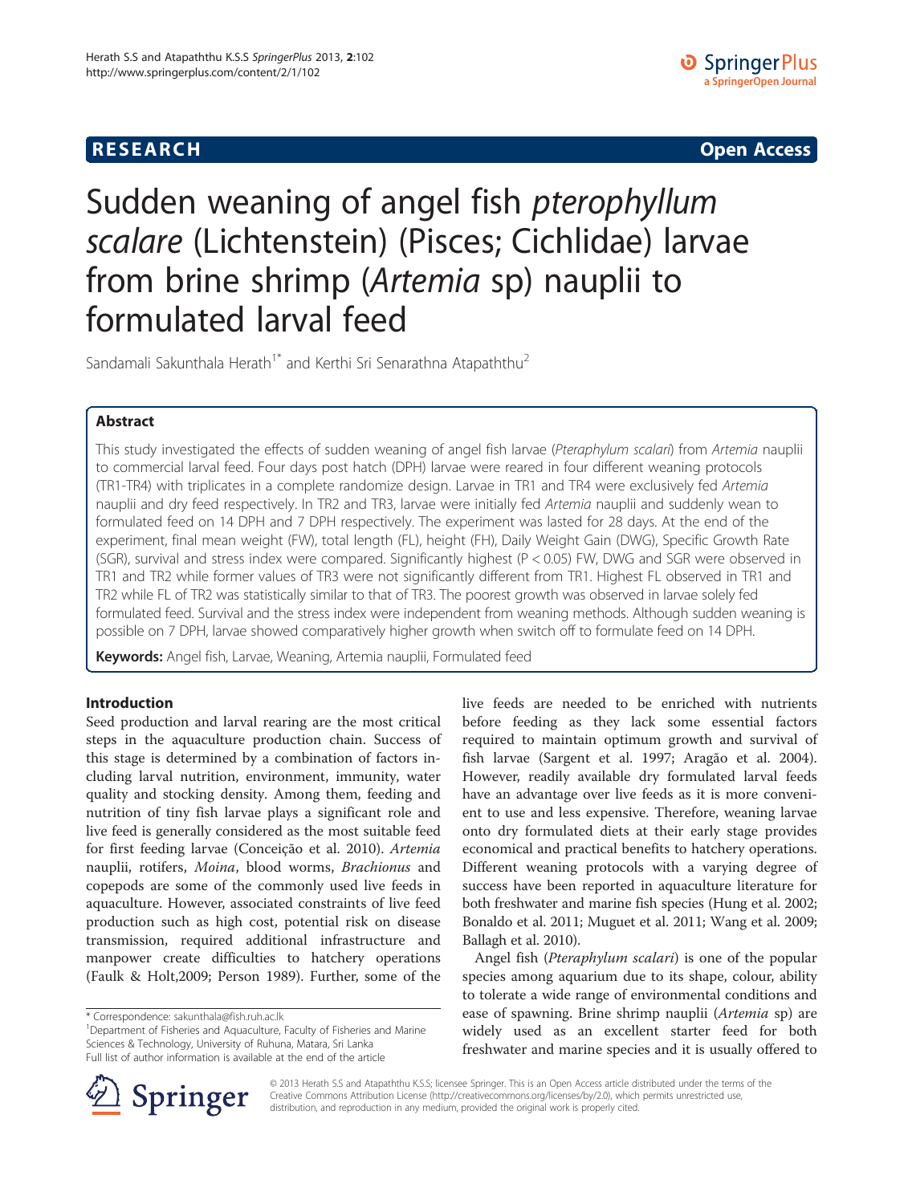**RESEARCH** **Open Access**

# Sudden weaning of angel fish *pterophyllum scalare* (Lichtenstein) (Pisces; Cichlidae) larvae from brine shrimp (*Artemia* sp) nauplii to formulated larval feed

Sandamali Sakunthala Herath[1*] and Kerthi Sri Senarathna Atapaththu[2]

## Abstract

This study investigated the effects of sudden weaning of angel fish larvae (*Pteraphylum scalari*) from *Artemia* nauplii to commercial larval feed. Four days post hatch (DPH) larvae were reared in four different weaning protocols (TR1-TR4) with triplicates in a complete randomize design. Larvae in TR1 and TR4 were exclusively fed *Artemia* nauplii and dry feed respectively. In TR2 and TR3, larvae were initially fed *Artemia* nauplii and suddenly wean to formulated feed on 14 DPH and 7 DPH respectively. The experiment was lasted for 28 days. At the end of the experiment, final mean weight (FW), total length (FL), height (FH), Daily Weight Gain (DWG), Specific Growth Rate (SGR), survival and stress index were compared. Significantly highest ($P < 0.05$) FW, DWG and SGR were observed in TR1 and TR2 while former values of TR3 were not significantly different from TR1. Highest FL observed in TR1 and TR2 while FL of TR2 was statistically similar to that of TR3. The poorest growth was observed in larvae solely fed formulated feed. Survival and the stress index were independent from weaning methods. Although sudden weaning is possible on 7 DPH, larvae showed comparatively higher growth when switch off to formulate feed on 14 DPH.

**Keywords:** Angel fish, Larvae, Weaning, Artemia nauplii, Formulated feed

## Introduction

Seed production and larval rearing are the most critical steps in the aquaculture production chain. Success of this stage is determined by a combination of factors including larval nutrition, environment, immunity, water quality and stocking density. Among them, feeding and nutrition of tiny fish larvae plays a significant role and live feed is generally considered as the most suitable feed for first feeding larvae (Conceição et al. 2010). *Artemia* nauplii, rotifers, *Moina*, blood worms, *Brachionus* and copepods are some of the commonly used live feeds in aquaculture. However, associated constraints of live feed production such as high cost, potential risk on disease transmission, required additional infrastructure and manpower create difficulties to hatchery operations (Faulk & Holt,2009; Person 1989). Further, some of the live feeds are needed to be enriched with nutrients before feeding as they lack some essential factors required to maintain optimum growth and survival of fish larvae (Sargent et al. 1997; Aragão et al. 2004). However, readily available dry formulated larval feeds have an advantage over live feeds as it is more convenient to use and less expensive. Therefore, weaning larvae onto dry formulated diets at their early stage provides economical and practical benefits to hatchery operations. Different weaning protocols with a varying degree of success have been reported in aquaculture literature for both freshwater and marine fish species (Hung et al. 2002; Bonaldo et al. 2011; Muguet et al. 2011; Wang et al. 2009; Ballagh et al. 2010).

Angel fish (*Pteraphylum scalari*) is one of the popular species among aquarium due to its shape, colour, ability to tolerate a wide range of environmental conditions and ease of spawning. Brine shrimp nauplii (*Artemia* sp) are widely used as an excellent starter feed for both freshwater and marine species and it is usually offered to

\* Correspondence: sakunthala@fish.ruh.ac.lk
[1]Department of Fisheries and Aquaculture, Faculty of Fisheries and Marine Sciences & Technology, University of Ruhuna, Matara, Sri Lanka
Full list of author information is available at the end of the article

© 2013 Herath S.S and Atapaththu K.S.S; licensee Springer. This is an Open Access article distributed under the terms of the Creative Commons Attribution License (http://creativecommons.org/licenses/by/2.0), which permits unrestricted use, distribution, and reproduction in any medium, provided the original work is properly cited.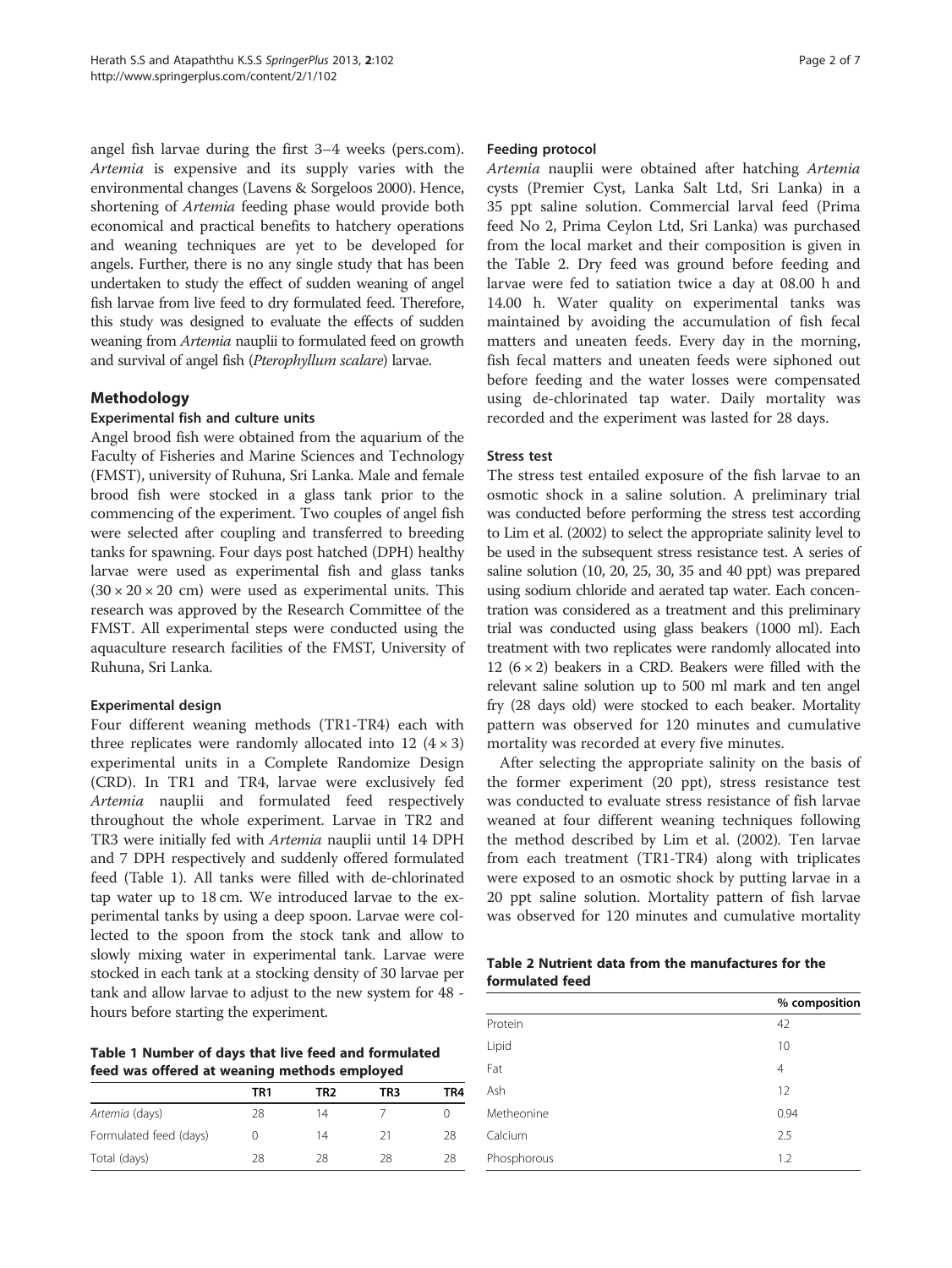angel fish larvae during the first 3–4 weeks (pers.com). *Artemia* is expensive and its supply varies with the environmental changes (Lavens & Sorgeloos 2000). Hence, shortening of *Artemia* feeding phase would provide both economical and practical benefits to hatchery operations and weaning techniques are yet to be developed for angels. Further, there is no any single study that has been undertaken to study the effect of sudden weaning of angel fish larvae from live feed to dry formulated feed. Therefore, this study was designed to evaluate the effects of sudden weaning from *Artemia* nauplii to formulated feed on growth and survival of angel fish (*Pterophyllum scalare*) larvae.

## Methodology

### Experimental fish and culture units

Angel brood fish were obtained from the aquarium of the Faculty of Fisheries and Marine Sciences and Technology (FMST), university of Ruhuna, Sri Lanka. Male and female brood fish were stocked in a glass tank prior to the commencing of the experiment. Two couples of angel fish were selected after coupling and transferred to breeding tanks for spawning. Four days post hatched (DPH) healthy larvae were used as experimental fish and glass tanks (30 × 20 × 20 cm) were used as experimental units. This research was approved by the Research Committee of the FMST. All experimental steps were conducted using the aquaculture research facilities of the FMST, University of Ruhuna, Sri Lanka.

### Experimental design

Four different weaning methods (TR1-TR4) each with three replicates were randomly allocated into 12 (4 × 3) experimental units in a Complete Randomize Design (CRD). In TR1 and TR4, larvae were exclusively fed *Artemia* nauplii and formulated feed respectively throughout the whole experiment. Larvae in TR2 and TR3 were initially fed with *Artemia* nauplii until 14 DPH and 7 DPH respectively and suddenly offered formulated feed (Table 1). All tanks were filled with de-chlorinated tap water up to 18 cm. We introduced larvae to the experimental tanks by using a deep spoon. Larvae were collected to the spoon from the stock tank and allow to slowly mixing water in experimental tank. Larvae were stocked in each tank at a stocking density of 30 larvae per tank and allow larvae to adjust to the new system for 48 - hours before starting the experiment.

**Table 1 Number of days that live feed and formulated feed was offered at weaning methods employed**

| | TR1 | TR2 | TR3 | TR4 |
|---|---|---|---|---|
| *Artemia* (days) | 28 | 14 | 7 | 0 |
| Formulated feed (days) | 0 | 14 | 21 | 28 |
| Total (days) | 28 | 28 | 28 | 28 |

### Feeding protocol

*Artemia* nauplii were obtained after hatching *Artemia* cysts (Premier Cyst, Lanka Salt Ltd, Sri Lanka) in a 35 ppt saline solution. Commercial larval feed (Prima feed No 2, Prima Ceylon Ltd, Sri Lanka) was purchased from the local market and their composition is given in the Table 2. Dry feed was ground before feeding and larvae were fed to satiation twice a day at 08.00 h and 14.00 h. Water quality on experimental tanks was maintained by avoiding the accumulation of fish fecal matters and uneaten feeds. Every day in the morning, fish fecal matters and uneaten feeds were siphoned out before feeding and the water losses were compensated using de-chlorinated tap water. Daily mortality was recorded and the experiment was lasted for 28 days.

### Stress test

The stress test entailed exposure of the fish larvae to an osmotic shock in a saline solution. A preliminary trial was conducted before performing the stress test according to Lim et al. (2002) to select the appropriate salinity level to be used in the subsequent stress resistance test. A series of saline solution (10, 20, 25, 30, 35 and 40 ppt) was prepared using sodium chloride and aerated tap water. Each concentration was considered as a treatment and this preliminary trial was conducted using glass beakers (1000 ml). Each treatment with two replicates were randomly allocated into 12 (6 × 2) beakers in a CRD. Beakers were filled with the relevant saline solution up to 500 ml mark and ten angel fry (28 days old) were stocked to each beaker. Mortality pattern was observed for 120 minutes and cumulative mortality was recorded at every five minutes.

After selecting the appropriate salinity on the basis of the former experiment (20 ppt), stress resistance test was conducted to evaluate stress resistance of fish larvae weaned at four different weaning techniques following the method described by Lim et al. (2002). Ten larvae from each treatment (TR1-TR4) along with triplicates were exposed to an osmotic shock by putting larvae in a 20 ppt saline solution. Mortality pattern of fish larvae was observed for 120 minutes and cumulative mortality

**Table 2 Nutrient data from the manufactures for the formulated feed**

| | % composition |
|---|---|
| Protein | 42 |
| Lipid | 10 |
| Fat | 4 |
| Ash | 12 |
| Metheonine | 0.94 |
| Calcium | 2.5 |
| Phosphorous | 1.2 |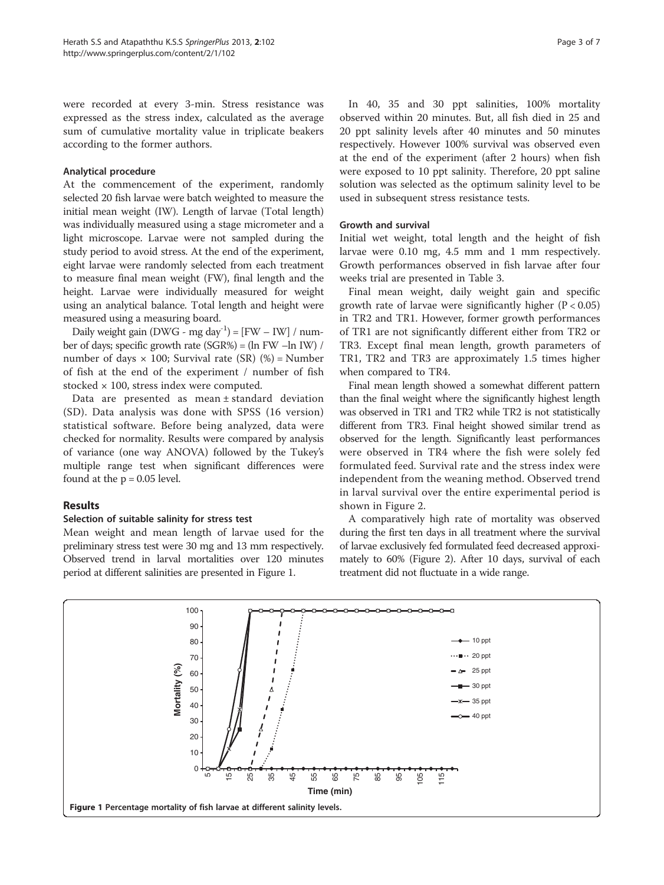were recorded at every 3-min. Stress resistance was expressed as the stress index, calculated as the average sum of cumulative mortality value in triplicate beakers according to the former authors.

#### Analytical procedure

At the commencement of the experiment, randomly selected 20 fish larvae were batch weighted to measure the initial mean weight (IW). Length of larvae (Total length) was individually measured using a stage micrometer and a light microscope. Larvae were not sampled during the study period to avoid stress. At the end of the experiment, eight larvae were randomly selected from each treatment to measure final mean weight (FW), final length and the height. Larvae were individually measured for weight using an analytical balance. Total length and height were measured using a measuring board.

Daily weight gain (DWG - mg day$^{-1}$) = [FW – IW] / number of days; specific growth rate (SGR%) = (ln FW –ln IW) / number of days × 100; Survival rate (SR) (%) = Number of fish at the end of the experiment / number of fish stocked × 100, stress index were computed.

Data are presented as mean ± standard deviation (SD). Data analysis was done with SPSS (16 version) statistical software. Before being analyzed, data were checked for normality. Results were compared by analysis of variance (one way ANOVA) followed by the Tukey's multiple range test when significant differences were found at the p = 0.05 level.

## Results

#### Selection of suitable salinity for stress test

Mean weight and mean length of larvae used for the preliminary stress test were 30 mg and 13 mm respectively. Observed trend in larval mortalities over 120 minutes period at different salinities are presented in Figure 1.

In 40, 35 and 30 ppt salinities, 100% mortality observed within 20 minutes. But, all fish died in 25 and 20 ppt salinity levels after 40 minutes and 50 minutes respectively. However 100% survival was observed even at the end of the experiment (after 2 hours) when fish were exposed to 10 ppt salinity. Therefore, 20 ppt saline solution was selected as the optimum salinity level to be used in subsequent stress resistance tests.

#### Growth and survival

Initial wet weight, total length and the height of fish larvae were 0.10 mg, 4.5 mm and 1 mm respectively. Growth performances observed in fish larvae after four weeks trial are presented in Table 3.

Final mean weight, daily weight gain and specific growth rate of larvae were significantly higher ($P < 0.05$) in TR2 and TR1. However, former growth performances of TR1 are not significantly different either from TR2 or TR3. Except final mean length, growth parameters of TR1, TR2 and TR3 are approximately 1.5 times higher when compared to TR4.

Final mean length showed a somewhat different pattern than the final weight where the significantly highest length was observed in TR1 and TR2 while TR2 is not statistically different from TR3. Final height showed similar trend as observed for the length. Significantly least performances were observed in TR4 where the fish were solely fed formulated feed. Survival rate and the stress index were independent from the weaning method. Observed trend in larval survival over the entire experimental period is shown in Figure 2.

A comparatively high rate of mortality was observed during the first ten days in all treatment where the survival of larvae exclusively fed formulated feed decreased approximately to 60% (Figure 2). After 10 days, survival of each treatment did not fluctuate in a wide range.

**Figure 1 Percentage mortality of fish larvae at different salinity levels.**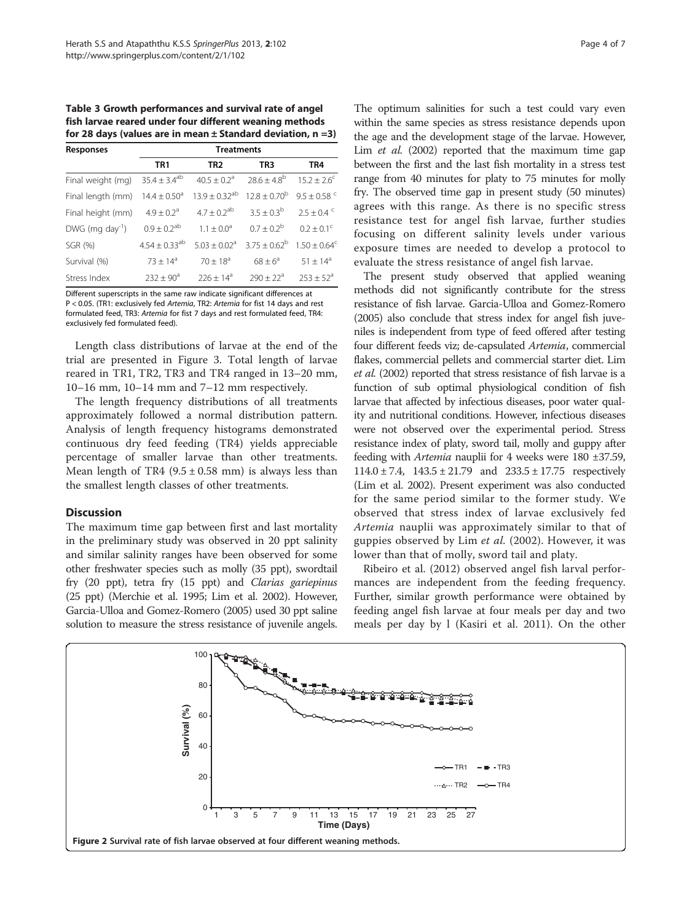**Table 3 Growth performances and survival rate of angel fish larvae reared under four different weaning methods for 28 days (values are in mean ± Standard deviation, n =3)**

| Responses | Treatments | | | |
|---|---|---|---|---|
| | TR1 | TR2 | TR3 | TR4 |
| Final weight (mg) | $35.4 \pm 3.4^{ab}$ | $40.5 \pm 0.2^{a}$ | $28.6 \pm 4.8^{b}$ | $15.2 \pm 2.6^{c}$ |
| Final length (mm) | $14.4 \pm 0.50^{a}$ | $13.9 \pm 0.32^{ab}$ | $12.8 \pm 0.70^{b}$ | $9.5 \pm 0.58^{c}$ |
| Final height (mm) | $4.9 \pm 0.2^{a}$ | $4.7 \pm 0.2^{ab}$ | $3.5 \pm 0.3^{b}$ | $2.5 \pm 0.4^{c}$ |
| DWG (mg day$^{-1}$) | $0.9 \pm 0.2^{ab}$ | $1.1 \pm 0.0^{a}$ | $0.7 \pm 0.2^{b}$ | $0.2 \pm 0.1^{c}$ |
| SGR (%) | $4.54 \pm 0.33^{ab}$ | $5.03 \pm 0.02^{a}$ | $3.75 \pm 0.62^{b}$ | $1.50 \pm 0.64^{c}$ |
| Survival (%) | $73 \pm 14^{a}$ | $70 \pm 18^{a}$ | $68 \pm 6^{a}$ | $51 \pm 14^{a}$ |
| Stress Index | $232 \pm 90^{a}$ | $226 \pm 14^{a}$ | $290 \pm 22^{a}$ | $253 \pm 52^{a}$ |

Different superscripts in the same raw indicate significant differences at P < 0.05. (TR1: exclusively fed *Artemia*, TR2: *Artemia* for fist 14 days and rest formulated feed, TR3: *Artemia* for fist 7 days and rest formulated feed, TR4: exclusively fed formulated feed).

Length class distributions of larvae at the end of the trial are presented in Figure 3. Total length of larvae reared in TR1, TR2, TR3 and TR4 ranged in 13–20 mm, 10–16 mm, 10–14 mm and 7–12 mm respectively.

The length frequency distributions of all treatments approximately followed a normal distribution pattern. Analysis of length frequency histograms demonstrated continuous dry feed feeding (TR4) yields appreciable percentage of smaller larvae than other treatments. Mean length of TR4 (9.5 ± 0.58 mm) is always less than the smallest length classes of other treatments.

## Discussion

The maximum time gap between first and last mortality in the preliminary study was observed in 20 ppt salinity and similar salinity ranges have been observed for some other freshwater species such as molly (35 ppt), swordtail fry (20 ppt), tetra fry (15 ppt) and *Clarias gariepinus* (25 ppt) (Merchie et al. 1995; Lim et al. 2002). However, Garcia-Ulloa and Gomez-Romero (2005) used 30 ppt saline solution to measure the stress resistance of juvenile angels. The optimum salinities for such a test could vary even within the same species as stress resistance depends upon the age and the development stage of the larvae. However, Lim *et al.* (2002) reported that the maximum time gap between the first and the last fish mortality in a stress test range from 40 minutes for platy to 75 minutes for molly fry. The observed time gap in present study (50 minutes) agrees with this range. As there is no specific stress resistance test for angel fish larvae, further studies focusing on different salinity levels under various exposure times are needed to develop a protocol to evaluate the stress resistance of angel fish larvae.

The present study observed that applied weaning methods did not significantly contribute for the stress resistance of fish larvae. Garcia-Ulloa and Gomez-Romero (2005) also conclude that stress index for angel fish juveniles is independent from type of feed offered after testing four different feeds viz; de-capsulated *Artemia*, commercial flakes, commercial pellets and commercial starter diet. Lim *et al.* (2002) reported that stress resistance of fish larvae is a function of sub optimal physiological condition of fish larvae that affected by infectious diseases, poor water quality and nutritional conditions. However, infectious diseases were not observed over the experimental period. Stress resistance index of platy, sword tail, molly and guppy after feeding with *Artemia* nauplii for 4 weeks were 180 ±37.59, 114.0 ± 7.4, 143.5 ± 21.79 and 233.5 ± 17.75 respectively (Lim et al. 2002). Present experiment was also conducted for the same period similar to the former study. We observed that stress index of larvae exclusively fed *Artemia* nauplii was approximately similar to that of guppies observed by Lim *et al.* (2002). However, it was lower than that of molly, sword tail and platy.

Ribeiro et al. (2012) observed angel fish larval performances are independent from the feeding frequency. Further, similar growth performance were obtained by feeding angel fish larvae at four meals per day and two meals per day by l (Kasiri et al. 2011). On the other

**Figure 2** Survival rate of fish larvae observed at four different weaning methods.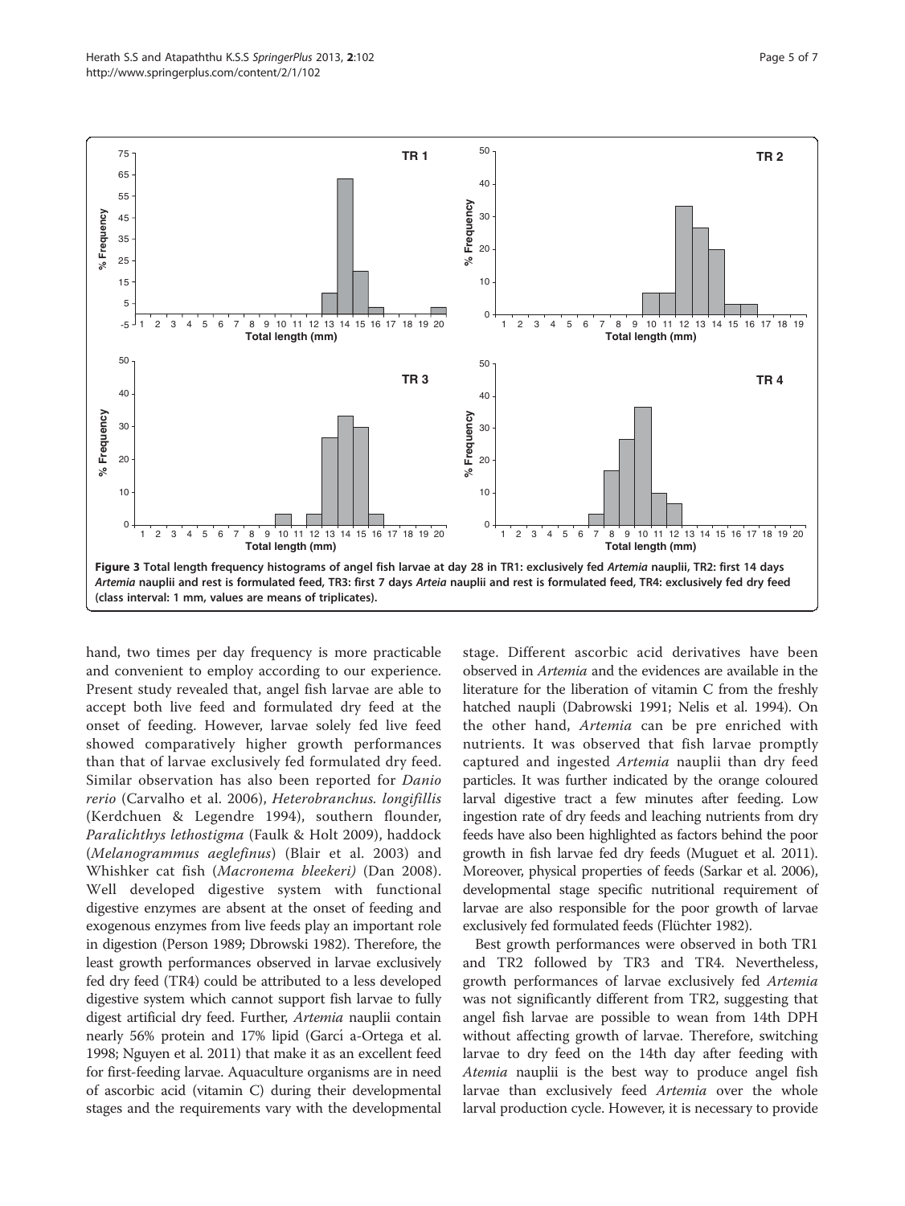Figure 3 Total length frequency histograms of angel fish larvae at day 28 in TR1: exclusively fed *Artemia* nauplii, TR2: first 14 days *Artemia* nauplii and rest is formulated feed, TR3: first 7 days *Arteia* nauplii and rest is formulated feed, TR4: exclusively fed dry feed (class interval: 1 mm, values are means of triplicates).

hand, two times per day frequency is more practicable and convenient to employ according to our experience. Present study revealed that, angel fish larvae are able to accept both live feed and formulated dry feed at the onset of feeding. However, larvae solely fed live feed showed comparatively higher growth performances than that of larvae exclusively fed formulated dry feed. Similar observation has also been reported for *Danio rerio* (Carvalho et al. 2006), *Heterobranchus. longifillis* (Kerdchuen & Legendre 1994), southern flounder, *Paralichthys lethostigma* (Faulk & Holt 2009), haddock (*Melanogrammus aeglefinus*) (Blair et al. 2003) and Whishker cat fish (*Macronema bleekeri)* (Dan 2008). Well developed digestive system with functional digestive enzymes are absent at the onset of feeding and exogenous enzymes from live feeds play an important role in digestion (Person 1989; Dbrowski 1982). Therefore, the least growth performances observed in larvae exclusively fed dry feed (TR4) could be attributed to a less developed digestive system which cannot support fish larvae to fully digest artificial dry feed. Further, *Artemia* nauplii contain nearly 56% protein and 17% lipid (Garcí a-Ortega et al. 1998; Nguyen et al. 2011) that make it as an excellent feed for first-feeding larvae. Aquaculture organisms are in need of ascorbic acid (vitamin C) during their developmental stages and the requirements vary with the developmental stage. Different ascorbic acid derivatives have been observed in *Artemia* and the evidences are available in the literature for the liberation of vitamin C from the freshly hatched naupli (Dabrowski 1991; Nelis et al. 1994). On the other hand, *Artemia* can be pre enriched with nutrients. It was observed that fish larvae promptly captured and ingested *Artemia* nauplii than dry feed particles. It was further indicated by the orange coloured larval digestive tract a few minutes after feeding. Low ingestion rate of dry feeds and leaching nutrients from dry feeds have also been highlighted as factors behind the poor growth in fish larvae fed dry feeds (Muguet et al. 2011). Moreover, physical properties of feeds (Sarkar et al. 2006), developmental stage specific nutritional requirement of larvae are also responsible for the poor growth of larvae exclusively fed formulated feeds (Flüchter 1982).

Best growth performances were observed in both TR1 and TR2 followed by TR3 and TR4. Nevertheless, growth performances of larvae exclusively fed *Artemia* was not significantly different from TR2, suggesting that angel fish larvae are possible to wean from 14th DPH without affecting growth of larvae. Therefore, switching larvae to dry feed on the 14th day after feeding with *Atemia* nauplii is the best way to produce angel fish larvae than exclusively feed *Artemia* over the whole larval production cycle. However, it is necessary to provide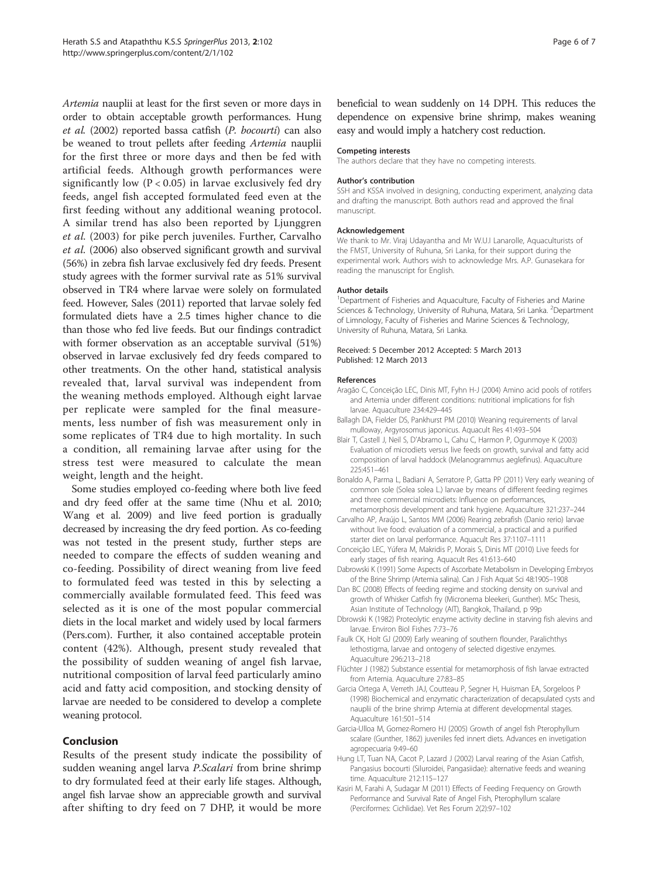*Artemia* nauplii at least for the first seven or more days in order to obtain acceptable growth performances. Hung *et al.* (2002) reported bassa catfish (*P. bocourti*) can also be weaned to trout pellets after feeding *Artemia* nauplii for the first three or more days and then be fed with artificial feeds. Although growth performances were significantly low ($P < 0.05$) in larvae exclusively fed dry feeds, angel fish accepted formulated feed even at the first feeding without any additional weaning protocol. A similar trend has also been reported by Ljunggren *et al.* (2003) for pike perch juveniles. Further, Carvalho *et al.* (2006) also observed significant growth and survival (56%) in zebra fish larvae exclusively fed dry feeds. Present study agrees with the former survival rate as 51% survival observed in TR4 where larvae were solely on formulated feed. However, Sales (2011) reported that larvae solely fed formulated diets have a 2.5 times higher chance to die than those who fed live feeds. But our findings contradict with former observation as an acceptable survival (51%) observed in larvae exclusively fed dry feeds compared to other treatments. On the other hand, statistical analysis revealed that, larval survival was independent from the weaning methods employed. Although eight larvae per replicate were sampled for the final measurements, less number of fish was measurement only in some replicates of TR4 due to high mortality. In such a condition, all remaining larvae after using for the stress test were measured to calculate the mean weight, length and the height.

Some studies employed co-feeding where both live feed and dry feed offer at the same time (Nhu et al. 2010; Wang et al. 2009) and live feed portion is gradually decreased by increasing the dry feed portion. As co-feeding was not tested in the present study, further steps are needed to compare the effects of sudden weaning and co-feeding. Possibility of direct weaning from live feed to formulated feed was tested in this by selecting a commercially available formulated feed. This feed was selected as it is one of the most popular commercial diets in the local market and widely used by local farmers (Pers.com). Further, it also contained acceptable protein content (42%). Although, present study revealed that the possibility of sudden weaning of angel fish larvae, nutritional composition of larval feed particularly amino acid and fatty acid composition, and stocking density of larvae are needed to be considered to develop a complete weaning protocol.

## Conclusion

Results of the present study indicate the possibility of sudden weaning angel larva *P.Scalari* from brine shrimp to dry formulated feed at their early life stages. Although, angel fish larvae show an appreciable growth and survival after shifting to dry feed on 7 DHP, it would be more beneficial to wean suddenly on 14 DPH. This reduces the dependence on expensive brine shrimp, makes weaning easy and would imply a hatchery cost reduction.

#### Competing interests

The authors declare that they have no competing interests.

#### Author's contribution

SSH and KSSA involved in designing, conducting experiment, analyzing data and drafting the manuscript. Both authors read and approved the final manuscript.

#### Acknowledgement

We thank to Mr. Viraj Udayantha and Mr W.U.I Lanarolle, Aquaculturists of the FMST, University of Ruhuna, Sri Lanka, for their support during the experimental work. Authors wish to acknowledge Mrs. A.P. Gunasekara for reading the manuscript for English.

#### Author details

[1]Department of Fisheries and Aquaculture, Faculty of Fisheries and Marine Sciences & Technology, University of Ruhuna, Matara, Sri Lanka. [2]Department of Limnology, Faculty of Fisheries and Marine Sciences & Technology, University of Ruhuna, Matara, Sri Lanka.

Received: 5 December 2012 Accepted: 5 March 2013
Published: 12 March 2013

#### References

Aragão C, Conceição LEC, Dinis MT, Fyhn H-J (2004) Amino acid pools of rotifers and Artemia under different conditions: nutritional implications for fish larvae. Aquaculture 234:429–445

Ballagh DA, Fielder DS, Pankhurst PM (2010) Weaning requirements of larval mulloway, Argyrosomus japonicus. Aquacult Res 41:493–504

Blair T, Castell J, Neil S, D'Abramo L, Cahu C, Harmon P, Ogunmoye K (2003) Evaluation of microdiets versus live feeds on growth, survival and fatty acid composition of larval haddock (Melanogrammus aeglefinus). Aquaculture 225:451–461

Bonaldo A, Parma L, Badiani A, Serratore P, Gatta PP (2011) Very early weaning of common sole (Solea solea L.) larvae by means of different feeding regimes and three commercial microdiets: Influence on performances, metamorphosis development and tank hygiene. Aquaculture 321:237–244

Carvalho AP, Araújo L, Santos MM (2006) Rearing zebrafish (Danio rerio) larvae without live food: evaluation of a commercial, a practical and a purified starter diet on larval performance. Aquacult Res 37:1107–1111

Conceição LEC, Yúfera M, Makridis P, Morais S, Dinis MT (2010) Live feeds for early stages of fish rearing. Aquacult Res 41:613–640

Dabrowski K (1991) Some Aspects of Ascorbate Metabolism in Developing Embryos of the Brine Shrimp (Artemia salina). Can J Fish Aquat Sci 48:1905–1908

Dan BC (2008) Effects of feeding regime and stocking density on survival and growth of Whisker Catfish fry (Micronema bleekeri, Gunther). MSc Thesis, Asian Institute of Technology (AIT), Bangkok, Thailand, p 99p

Dbrowski K (1982) Proteolytic enzyme activity decline in starving fish alevins and larvae. Environ Biol Fishes 7:73–76

Faulk CK, Holt GJ (2009) Early weaning of southern flounder, Paralichthys lethostigma, larvae and ontogeny of selected digestive enzymes. Aquaculture 296:213–218

Flüchter J (1982) Substance essential for metamorphosis of fish larvae extracted from Artemia. Aquaculture 27:83–85

Garcia Ortega A, Verreth JAJ, Coutteau P, Segner H, Huisman EA, Sorgeloos P (1998) Biochemical and enzymatic characterization of decapsulated cysts and nauplii of the brine shrimp Artemia at different developmental stages. Aquaculture 161:501–514

Garcia-Ulloa M, Gomez-Romero HJ (2005) Growth of angel fish Pterophyllum scalare (Gunther, 1862) juveniles fed innert diets. Advances en invetigation agropecuaria 9:49–60

Hung LT, Tuan NA, Cacot P, Lazard J (2002) Larval rearing of the Asian Catfish, Pangasius bocourti (Siluroidei, Pangasiidae): alternative feeds and weaning time. Aquaculture 212:115–127

Kasiri M, Farahi A, Sudagar M (2011) Effects of Feeding Frequency on Growth Performance and Survival Rate of Angel Fish, Pterophyllum scalare (Perciformes: Cichlidae). Vet Res Forum 2(2):97–102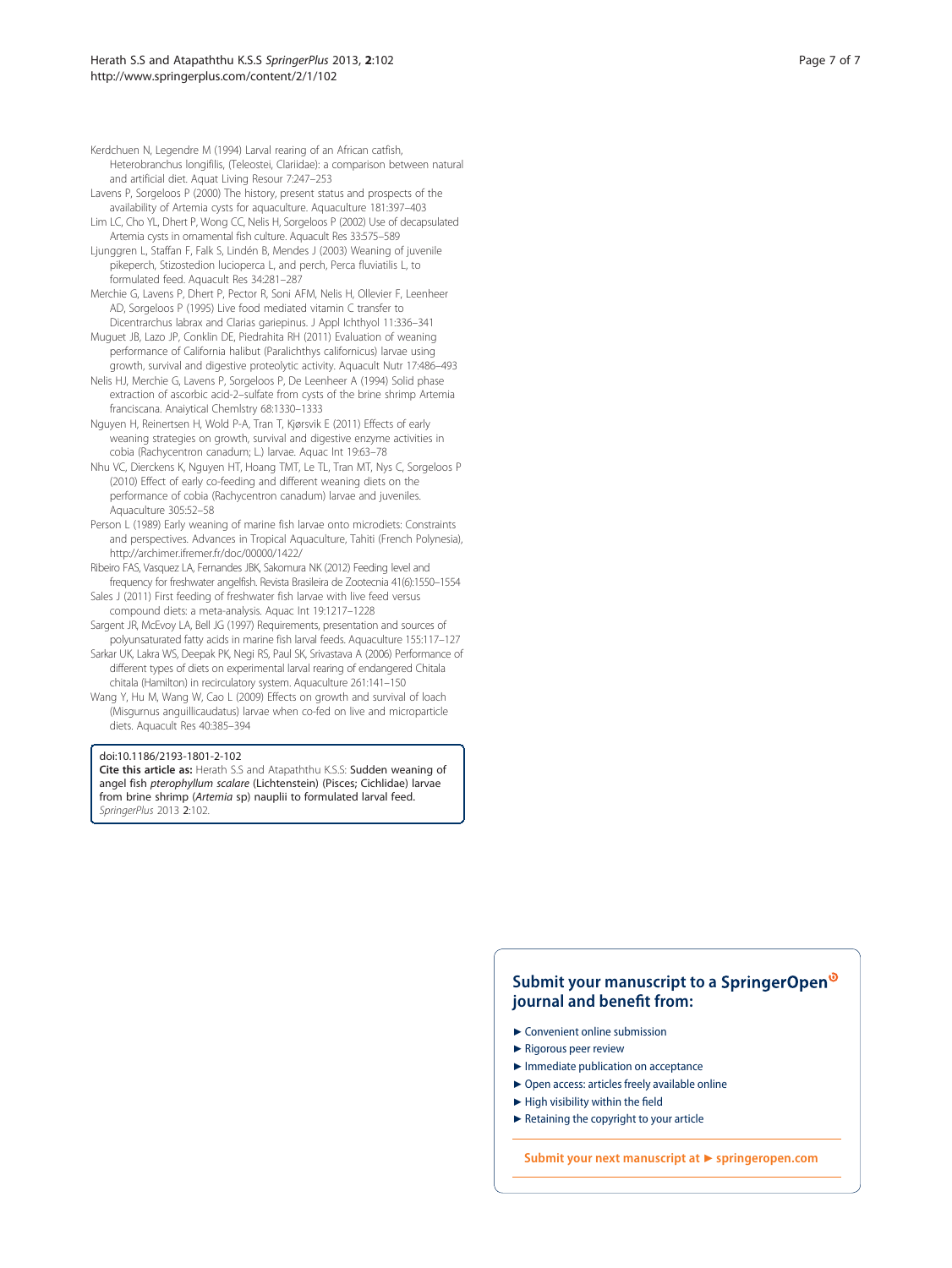Kerdchuen N, Legendre M (1994) Larval rearing of an African catfish, Heterobranchus longifilis, (Teleostei, Clariidae): a comparison between natural and artificial diet. Aquat Living Resour 7:247–253

Lavens P, Sorgeloos P (2000) The history, present status and prospects of the availability of Artemia cysts for aquaculture. Aquaculture 181:397–403

Lim LC, Cho YL, Dhert P, Wong CC, Nelis H, Sorgeloos P (2002) Use of decapsulated Artemia cysts in ornamental fish culture. Aquacult Res 33:575–589

Ljunggren L, Staffan F, Falk S, Lindén B, Mendes J (2003) Weaning of juvenile pikeperch, Stizostedion lucioperca L, and perch, Perca fluviatilis L, to formulated feed. Aquacult Res 34:281–287

Merchie G, Lavens P, Dhert P, Pector R, Soni AFM, Nelis H, Ollevier F, Leenheer AD, Sorgeloos P (1995) Live food mediated vitamin C transfer to Dicentrarchus labrax and Clarias gariepinus. J Appl Ichthyol 11:336–341

Muguet JB, Lazo JP, Conklin DE, Piedrahita RH (2011) Evaluation of weaning performance of California halibut (Paralichthys californicus) larvae using growth, survival and digestive proteolytic activity. Aquacult Nutr 17:486–493

Nelis HJ, Merchie G, Lavens P, Sorgeloos P, De Leenheer A (1994) Solid phase extraction of ascorbic acid-2–sulfate from cysts of the brine shrimp Artemia franciscana. Anaiytical Chemlstry 68:1330–1333

Nguyen H, Reinertsen H, Wold P-A, Tran T, Kjørsvik E (2011) Effects of early weaning strategies on growth, survival and digestive enzyme activities in cobia (Rachycentron canadum; L.) larvae. Aquac Int 19:63–78

Nhu VC, Dierckens K, Nguyen HT, Hoang TMT, Le TL, Tran MT, Nys C, Sorgeloos P (2010) Effect of early co-feeding and different weaning diets on the performance of cobia (Rachycentron canadum) larvae and juveniles. Aquaculture 305:52–58

Person L (1989) Early weaning of marine fish larvae onto microdiets: Constraints and perspectives. Advances in Tropical Aquaculture, Tahiti (French Polynesia), http://archimer.ifremer.fr/doc/00000/1422/

Ribeiro FAS, Vasquez LA, Fernandes JBK, Sakomura NK (2012) Feeding level and frequency for freshwater angelfish. Revista Brasileira de Zootecnia 41(6):1550–1554

Sales J (2011) First feeding of freshwater fish larvae with live feed versus compound diets: a meta-analysis. Aquac Int 19:1217–1228

Sargent JR, McEvoy LA, Bell JG (1997) Requirements, presentation and sources of polyunsaturated fatty acids in marine fish larval feeds. Aquaculture 155:117–127

Sarkar UK, Lakra WS, Deepak PK, Negi RS, Paul SK, Srivastava A (2006) Performance of different types of diets on experimental larval rearing of endangered Chitala chitala (Hamilton) in recirculatory system. Aquaculture 261:141–150

Wang Y, Hu M, Wang W, Cao L (2009) Effects on growth and survival of loach (Misgurnus anguillicaudatus) larvae when co-fed on live and microparticle diets. Aquacult Res 40:385–394

doi:10.1186/2193-1801-2-102

**Cite this article as:** Herath S.S and Atapaththu K.S.S: **Sudden weaning of angel fish *pterophyllum scalare* (Lichtenstein) (Pisces; Cichlidae) larvae from brine shrimp (*Artemia* sp) nauplii to formulated larval feed.** *SpringerPlus* 2013 **2**:102.

**Submit your manuscript to a SpringerOpen journal and benefit from:**

- Convenient online submission
- Rigorous peer review
- Immediate publication on acceptance
- Open access: articles freely available online
- High visibility within the field
- Retaining the copyright to your article

**Submit your next manuscript at ► springeropen.com**